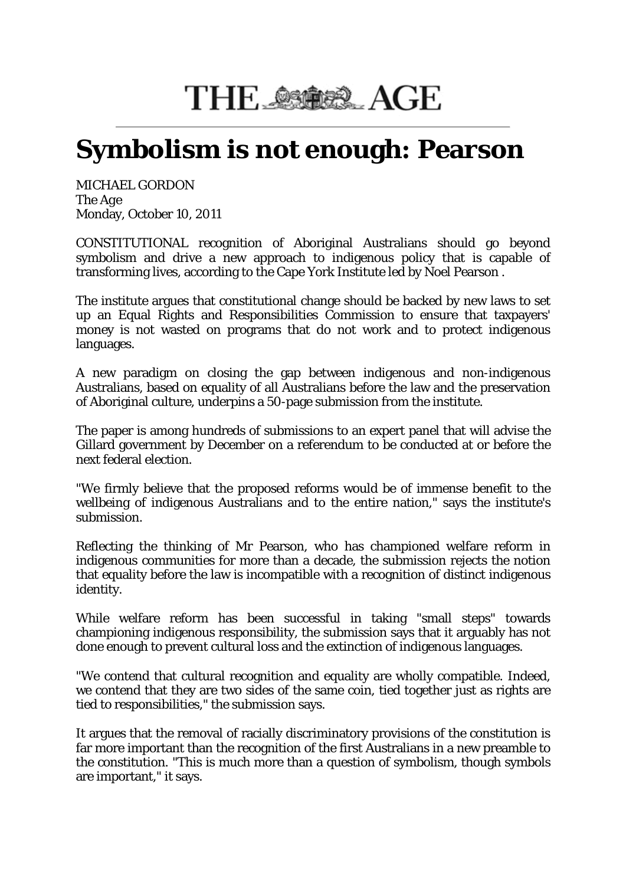# THE AGE

# Symbolism is not enough: Pearson

MICHAEL GORDON
The Age
Monday, October 10, 2011

CONSTITUTIONAL recognition of Aboriginal Australians should go beyond symbolism and drive a new approach to indigenous policy that is capable of transforming lives, according to the Cape York Institute led by Noel Pearson .

The institute argues that constitutional change should be backed by new laws to set up an Equal Rights and Responsibilities Commission to ensure that taxpayers' money is not wasted on programs that do not work and to protect indigenous languages.

A new paradigm on closing the gap between indigenous and non-indigenous Australians, based on equality of all Australians before the law and the preservation of Aboriginal culture, underpins a 50-page submission from the institute.

The paper is among hundreds of submissions to an expert panel that will advise the Gillard government by December on a referendum to be conducted at or before the next federal election.

"We firmly believe that the proposed reforms would be of immense benefit to the wellbeing of indigenous Australians and to the entire nation," says the institute's submission.

Reflecting the thinking of Mr Pearson, who has championed welfare reform in indigenous communities for more than a decade, the submission rejects the notion that equality before the law is incompatible with a recognition of distinct indigenous identity.

While welfare reform has been successful in taking "small steps" towards championing indigenous responsibility, the submission says that it arguably has not done enough to prevent cultural loss and the extinction of indigenous languages.

"We contend that cultural recognition and equality are wholly compatible. Indeed, we contend that they are two sides of the same coin, tied together just as rights are tied to responsibilities," the submission says.

It argues that the removal of racially discriminatory provisions of the constitution is far more important than the recognition of the first Australians in a new preamble to the constitution. "This is much more than a question of symbolism, though symbols are important," it says.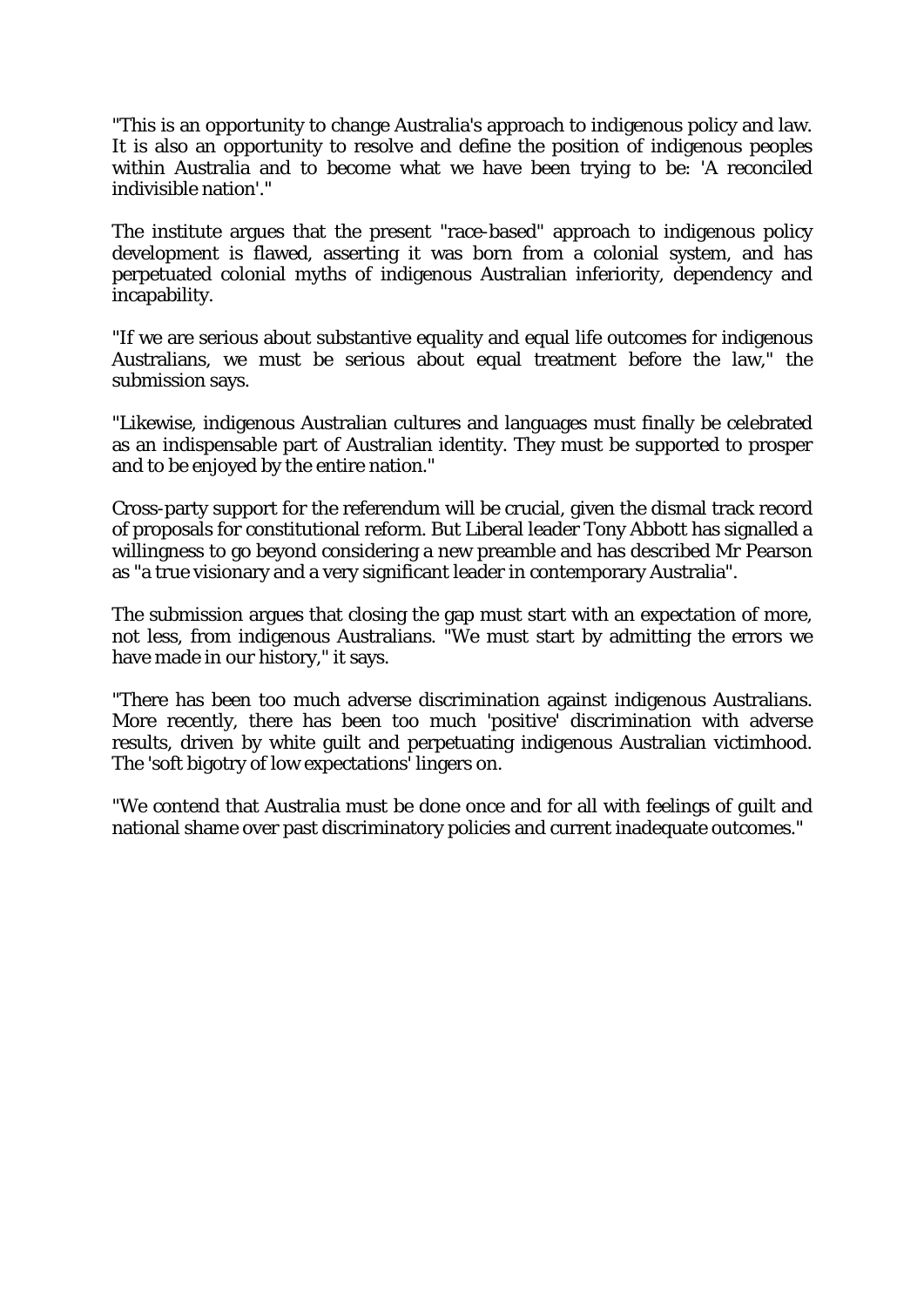"This is an opportunity to change Australia's approach to indigenous policy and law. It is also an opportunity to resolve and define the position of indigenous peoples within Australia and to become what we have been trying to be: 'A reconciled indivisible nation'."

The institute argues that the present "race-based" approach to indigenous policy development is flawed, asserting it was born from a colonial system, and has perpetuated colonial myths of indigenous Australian inferiority, dependency and incapability.

"If we are serious about substantive equality and equal life outcomes for indigenous Australians, we must be serious about equal treatment before the law," the submission says.

"Likewise, indigenous Australian cultures and languages must finally be celebrated as an indispensable part of Australian identity. They must be supported to prosper and to be enjoyed by the entire nation."

Cross-party support for the referendum will be crucial, given the dismal track record of proposals for constitutional reform. But Liberal leader Tony Abbott has signalled a willingness to go beyond considering a new preamble and has described Mr Pearson as "a true visionary and a very significant leader in contemporary Australia".

The submission argues that closing the gap must start with an expectation of more, not less, from indigenous Australians. "We must start by admitting the errors we have made in our history," it says.

"There has been too much adverse discrimination against indigenous Australians. More recently, there has been too much 'positive' discrimination with adverse results, driven by white guilt and perpetuating indigenous Australian victimhood. The 'soft bigotry of low expectations' lingers on.

"We contend that Australia must be done once and for all with feelings of guilt and national shame over past discriminatory policies and current inadequate outcomes."